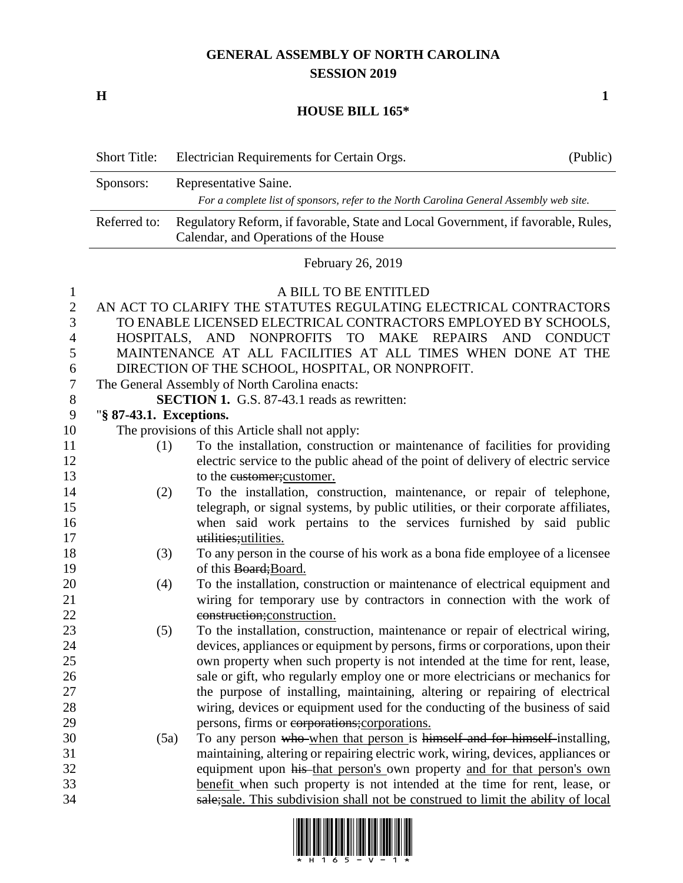# GENERAL ASSEMBLY OF NORTH CAROLINA
## SESSION 2019

**H** **1**

## HOUSE BILL 165*

| Short Title: | Electrician Requirements for Certain Orgs. | (Public) |
|---|---|---|
| Sponsors: | Representative Saine. *For a complete list of sponsors, refer to the North Carolina General Assembly web site.* | |
| Referred to: | Regulatory Reform, if favorable, State and Local Government, if favorable, Rules, Calendar, and Operations of the House | |

February 26, 2019

A BILL TO BE ENTITLED

AN ACT TO CLARIFY THE STATUTES REGULATING ELECTRICAL CONTRACTORS TO ENABLE LICENSED ELECTRICAL CONTRACTORS EMPLOYED BY SCHOOLS, HOSPITALS, AND NONPROFITS TO MAKE REPAIRS AND CONDUCT MAINTENANCE AT ALL FACILITIES AT ALL TIMES WHEN DONE AT THE DIRECTION OF THE SCHOOL, HOSPITAL, OR NONPROFIT.

The General Assembly of North Carolina enacts:

**SECTION 1.** G.S. 87-43.1 reads as rewritten:

"**§ 87-43.1. Exceptions.**

The provisions of this Article shall not apply:

(1) To the installation, construction or maintenance of facilities for providing electric service to the public ahead of the point of delivery of electric service to the ~~customer;~~customer.

(2) To the installation, construction, maintenance, or repair of telephone, telegraph, or signal systems, by public utilities, or their corporate affiliates, when said work pertains to the services furnished by said public ~~utilities;~~utilities.

(3) To any person in the course of his work as a bona fide employee of a licensee of this ~~Board;~~Board.

(4) To the installation, construction or maintenance of electrical equipment and wiring for temporary use by contractors in connection with the work of ~~construction;~~construction.

(5) To the installation, construction, maintenance or repair of electrical wiring, devices, appliances or equipment by persons, firms or corporations, upon their own property when such property is not intended at the time for rent, lease, sale or gift, who regularly employ one or more electricians or mechanics for the purpose of installing, maintaining, altering or repairing of electrical wiring, devices or equipment used for the conducting of the business of said persons, firms or ~~corporations;~~corporations.

(5a) To any person ~~who~~ when that person is ~~himself and for himself~~ installing, maintaining, altering or repairing electric work, wiring, devices, appliances or equipment upon ~~his~~ that person's own property and for that person's own benefit when such property is not intended at the time for rent, lease, or ~~sale;~~sale. This subdivision shall not be construed to limit the ability of local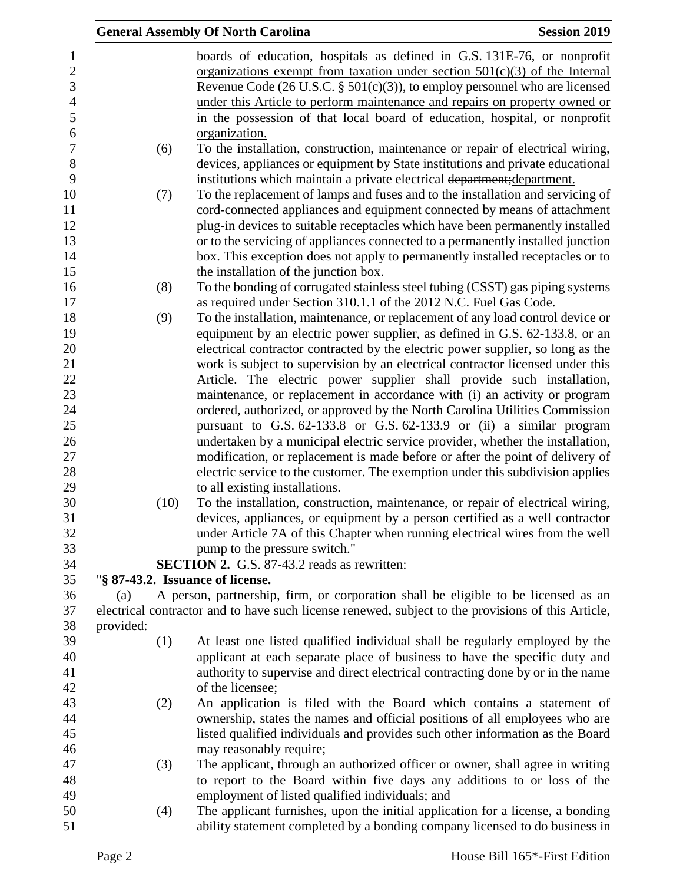boards of education, hospitals as defined in G.S. 131E-76, or nonprofit organizations exempt from taxation under section 501(c)(3) of the Internal Revenue Code (26 U.S.C. § 501(c)(3)), to employ personnel who are licensed under this Article to perform maintenance and repairs on property owned or in the possession of that local board of education, hospital, or nonprofit organization.

(6) To the installation, construction, maintenance or repair of electrical wiring, devices, appliances or equipment by State institutions and private educational institutions which maintain a private electrical ~~department;~~department.

(7) To the replacement of lamps and fuses and to the installation and servicing of cord-connected appliances and equipment connected by means of attachment plug-in devices to suitable receptacles which have been permanently installed or to the servicing of appliances connected to a permanently installed junction box. This exception does not apply to permanently installed receptacles or to the installation of the junction box.

(8) To the bonding of corrugated stainless steel tubing (CSST) gas piping systems as required under Section 310.1.1 of the 2012 N.C. Fuel Gas Code.

(9) To the installation, maintenance, or replacement of any load control device or equipment by an electric power supplier, as defined in G.S. 62-133.8, or an electrical contractor contracted by the electric power supplier, so long as the work is subject to supervision by an electrical contractor licensed under this Article. The electric power supplier shall provide such installation, maintenance, or replacement in accordance with (i) an activity or program ordered, authorized, or approved by the North Carolina Utilities Commission pursuant to G.S. 62-133.8 or G.S. 62-133.9 or (ii) a similar program undertaken by a municipal electric service provider, whether the installation, modification, or replacement is made before or after the point of delivery of electric service to the customer. The exemption under this subdivision applies to all existing installations.

(10) To the installation, construction, maintenance, or repair of electrical wiring, devices, appliances, or equipment by a person certified as a well contractor under Article 7A of this Chapter when running electrical wires from the well pump to the pressure switch."

**SECTION 2.** G.S. 87-43.2 reads as rewritten:

"**§ 87-43.2. Issuance of license.**

(a) A person, partnership, firm, or corporation shall be eligible to be licensed as an electrical contractor and to have such license renewed, subject to the provisions of this Article, provided:

(1) At least one listed qualified individual shall be regularly employed by the applicant at each separate place of business to have the specific duty and authority to supervise and direct electrical contracting done by or in the name of the licensee;

(2) An application is filed with the Board which contains a statement of ownership, states the names and official positions of all employees who are listed qualified individuals and provides such other information as the Board may reasonably require;

(3) The applicant, through an authorized officer or owner, shall agree in writing to report to the Board within five days any additions to or loss of the employment of listed qualified individuals; and

(4) The applicant furnishes, upon the initial application for a license, a bonding ability statement completed by a bonding company licensed to do business in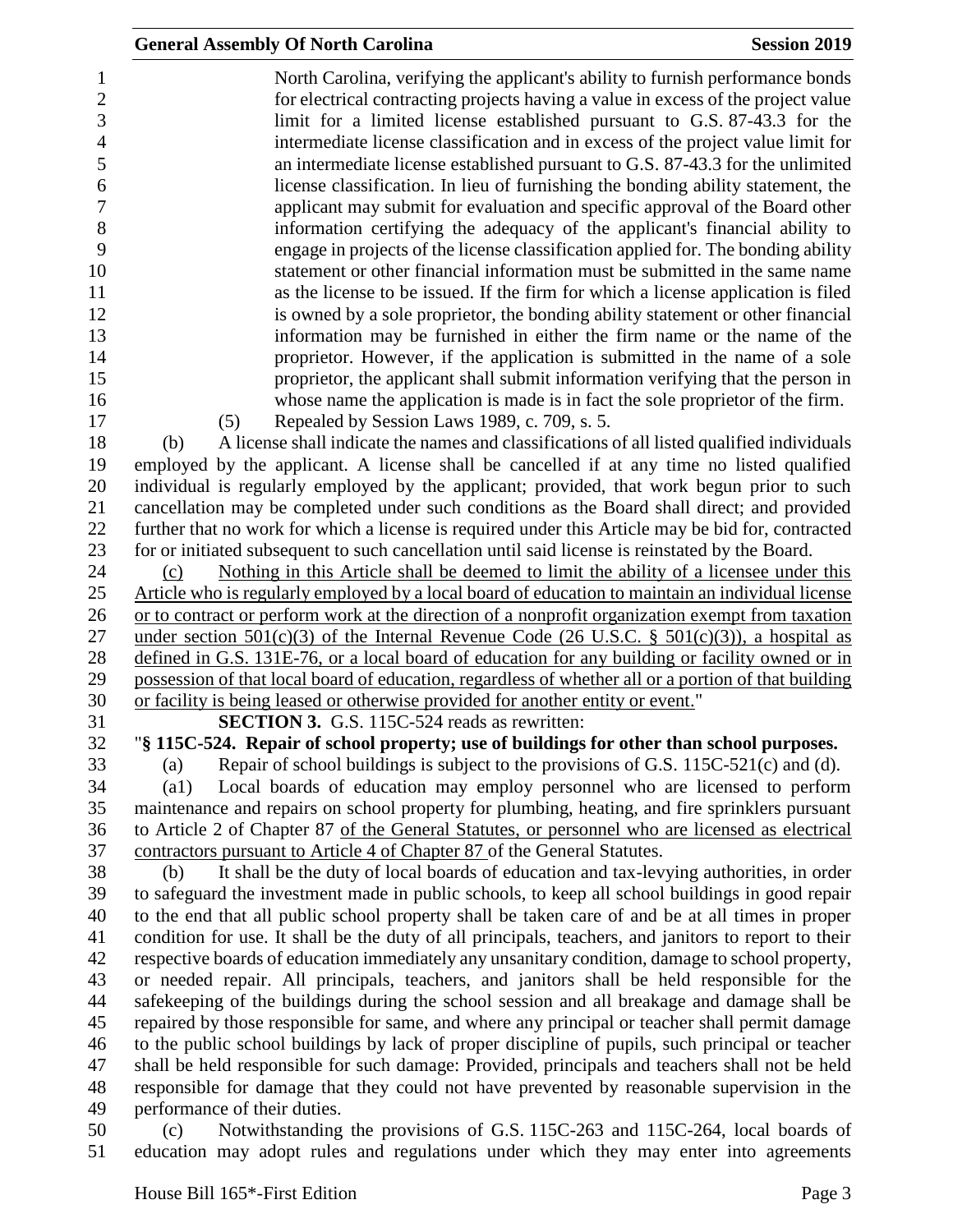North Carolina, verifying the applicant's ability to furnish performance bonds for electrical contracting projects having a value in excess of the project value limit for a limited license established pursuant to G.S. 87-43.3 for the intermediate license classification and in excess of the project value limit for an intermediate license established pursuant to G.S. 87-43.3 for the unlimited license classification. In lieu of furnishing the bonding ability statement, the applicant may submit for evaluation and specific approval of the Board other information certifying the adequacy of the applicant's financial ability to engage in projects of the license classification applied for. The bonding ability statement or other financial information must be submitted in the same name as the license to be issued. If the firm for which a license application is filed is owned by a sole proprietor, the bonding ability statement or other financial information may be furnished in either the firm name or the name of the proprietor. However, if the application is submitted in the name of a sole proprietor, the applicant shall submit information verifying that the person in whose name the application is made is in fact the sole proprietor of the firm.

(5) Repealed by Session Laws 1989, c. 709, s. 5.

(b) A license shall indicate the names and classifications of all listed qualified individuals employed by the applicant. A license shall be cancelled if at any time no listed qualified individual is regularly employed by the applicant; provided, that work begun prior to such cancellation may be completed under such conditions as the Board shall direct; and provided further that no work for which a license is required under this Article may be bid for, contracted for or initiated subsequent to such cancellation until said license is reinstated by the Board.

(c) Nothing in this Article shall be deemed to limit the ability of a licensee under this Article who is regularly employed by a local board of education to maintain an individual license or to contract or perform work at the direction of a nonprofit organization exempt from taxation under section 501(c)(3) of the Internal Revenue Code (26 U.S.C. § 501(c)(3)), a hospital as defined in G.S. 131E-76, or a local board of education for any building or facility owned or in possession of that local board of education, regardless of whether all or a portion of that building or facility is being leased or otherwise provided for another entity or event."

**SECTION 3.** G.S. 115C-524 reads as rewritten:

"**§ 115C-524. Repair of school property; use of buildings for other than school purposes.**

(a) Repair of school buildings is subject to the provisions of G.S. 115C-521(c) and (d).

(a1) Local boards of education may employ personnel who are licensed to perform maintenance and repairs on school property for plumbing, heating, and fire sprinklers pursuant to Article 2 of Chapter 87 of the General Statutes, or personnel who are licensed as electrical contractors pursuant to Article 4 of Chapter 87 of the General Statutes.

(b) It shall be the duty of local boards of education and tax-levying authorities, in order to safeguard the investment made in public schools, to keep all school buildings in good repair to the end that all public school property shall be taken care of and be at all times in proper condition for use. It shall be the duty of all principals, teachers, and janitors to report to their respective boards of education immediately any unsanitary condition, damage to school property, or needed repair. All principals, teachers, and janitors shall be held responsible for the safekeeping of the buildings during the school session and all breakage and damage shall be repaired by those responsible for same, and where any principal or teacher shall permit damage to the public school buildings by lack of proper discipline of pupils, such principal or teacher shall be held responsible for such damage: Provided, principals and teachers shall not be held responsible for damage that they could not have prevented by reasonable supervision in the performance of their duties.

(c) Notwithstanding the provisions of G.S. 115C-263 and 115C-264, local boards of education may adopt rules and regulations under which they may enter into agreements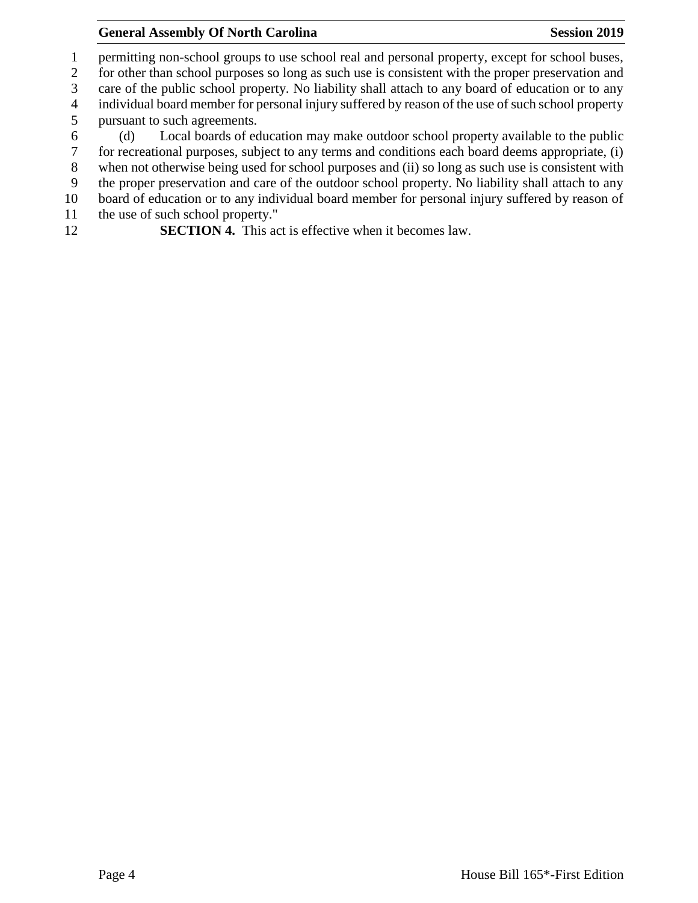permitting non-school groups to use school real and personal property, except for school buses, for other than school purposes so long as such use is consistent with the proper preservation and care of the public school property. No liability shall attach to any board of education or to any individual board member for personal injury suffered by reason of the use of such school property pursuant to such agreements.

(d) Local boards of education may make outdoor school property available to the public for recreational purposes, subject to any terms and conditions each board deems appropriate, (i) when not otherwise being used for school purposes and (ii) so long as such use is consistent with the proper preservation and care of the outdoor school property. No liability shall attach to any board of education or to any individual board member for personal injury suffered by reason of the use of such school property."

**SECTION 4.** This act is effective when it becomes law.